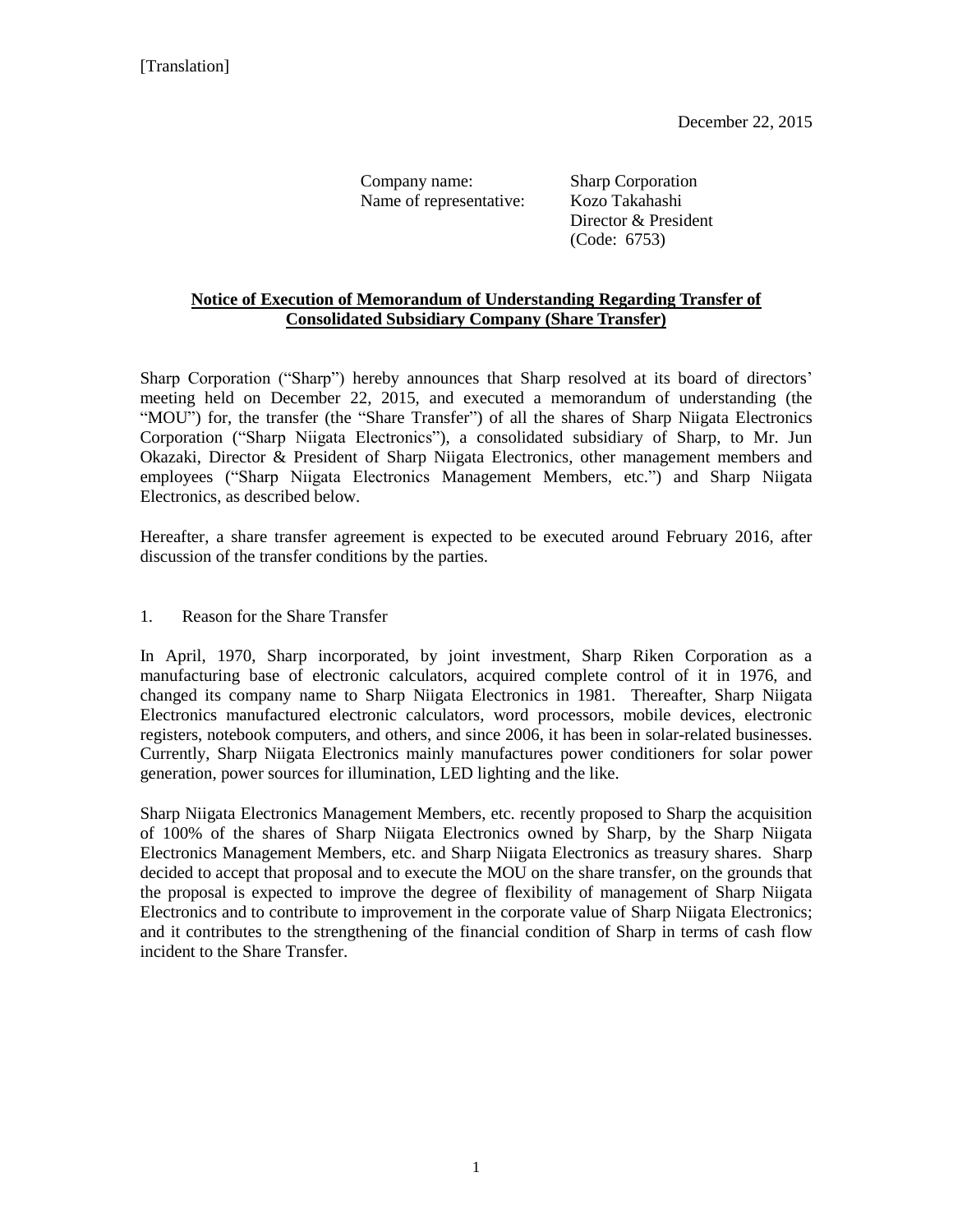[Translation]

December 22, 2015

Company name: Sharp Corporation
Name of representative: Kozo Takahashi
Director & President
(Code: 6753)

**Notice of Execution of Memorandum of Understanding Regarding Transfer of Consolidated Subsidiary Company (Share Transfer)**

Sharp Corporation ("Sharp") hereby announces that Sharp resolved at its board of directors' meeting held on December 22, 2015, and executed a memorandum of understanding (the "MOU") for, the transfer (the "Share Transfer") of all the shares of Sharp Niigata Electronics Corporation ("Sharp Niigata Electronics"), a consolidated subsidiary of Sharp, to Mr. Jun Okazaki, Director & President of Sharp Niigata Electronics, other management members and employees ("Sharp Niigata Electronics Management Members, etc.") and Sharp Niigata Electronics, as described below.

Hereafter, a share transfer agreement is expected to be executed around February 2016, after discussion of the transfer conditions by the parties.

1. Reason for the Share Transfer

In April, 1970, Sharp incorporated, by joint investment, Sharp Riken Corporation as a manufacturing base of electronic calculators, acquired complete control of it in 1976, and changed its company name to Sharp Niigata Electronics in 1981. Thereafter, Sharp Niigata Electronics manufactured electronic calculators, word processors, mobile devices, electronic registers, notebook computers, and others, and since 2006, it has been in solar-related businesses. Currently, Sharp Niigata Electronics mainly manufactures power conditioners for solar power generation, power sources for illumination, LED lighting and the like.

Sharp Niigata Electronics Management Members, etc. recently proposed to Sharp the acquisition of 100% of the shares of Sharp Niigata Electronics owned by Sharp, by the Sharp Niigata Electronics Management Members, etc. and Sharp Niigata Electronics as treasury shares. Sharp decided to accept that proposal and to execute the MOU on the share transfer, on the grounds that the proposal is expected to improve the degree of flexibility of management of Sharp Niigata Electronics and to contribute to improvement in the corporate value of Sharp Niigata Electronics; and it contributes to the strengthening of the financial condition of Sharp in terms of cash flow incident to the Share Transfer.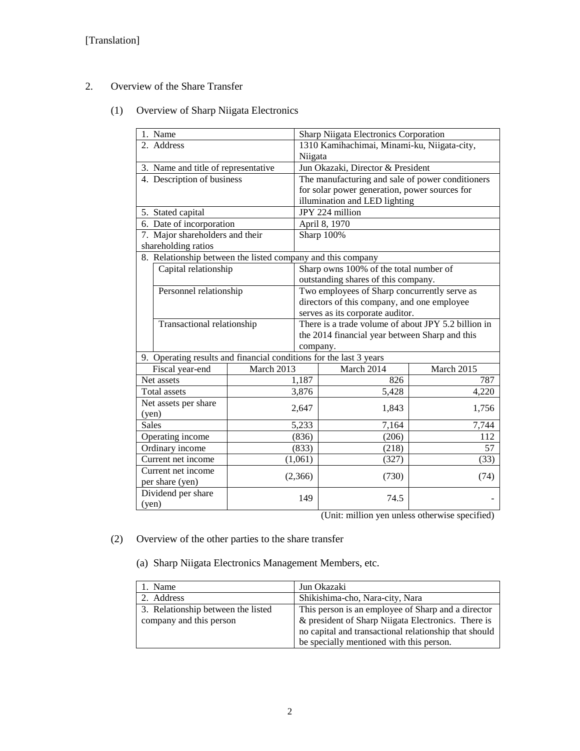[Translation]

2. Overview of the Share Transfer

(1) Overview of Sharp Niigata Electronics

| | |
|---|---|
| 1. Name | Sharp Niigata Electronics Corporation |
| 2. Address | 1310 Kamihachimai, Minami-ku, Niigata-city, Niigata |
| 3. Name and title of representative | Jun Okazaki, Director & President |
| 4. Description of business | The manufacturing and sale of power conditioners for solar power generation, power sources for illumination and LED lighting |
| 5. Stated capital | JPY 224 million |
| 6. Date of incorporation | April 8, 1970 |
| 7. Major shareholders and their shareholding ratios | Sharp 100% |
| 8. Relationship between the listed company and this company | |
| Capital relationship | Sharp owns 100% of the total number of outstanding shares of this company. |
| Personnel relationship | Two employees of Sharp concurrently serve as directors of this company, and one employee serves as its corporate auditor. |
| Transactional relationship | There is a trade volume of about JPY 5.2 billion in the 2014 financial year between Sharp and this company. |

9. Operating results and financial conditions for the last 3 years

| Fiscal year-end | March 2013 | March 2014 | March 2015 |
|---|---|---|---|
| Net assets | 1,187 | 826 | 787 |
| Total assets | 3,876 | 5,428 | 4,220 |
| Net assets per share (yen) | 2,647 | 1,843 | 1,756 |
| Sales | 5,233 | 7,164 | 7,744 |
| Operating income | (836) | (206) | 112 |
| Ordinary income | (833) | (218) | 57 |
| Current net income | (1,061) | (327) | (33) |
| Current net income per share (yen) | (2,366) | (730) | (74) |
| Dividend per share (yen) | 149 | 74.5 | - |

(Unit: million yen unless otherwise specified)

(2) Overview of the other parties to the share transfer

(a) Sharp Niigata Electronics Management Members, etc.

| | |
|---|---|
| 1. Name | Jun Okazaki |
| 2. Address | Shikishima-cho, Nara-city, Nara |
| 3. Relationship between the listed company and this person | This person is an employee of Sharp and a director & president of Sharp Niigata Electronics. There is no capital and transactional relationship that should be specially mentioned with this person. |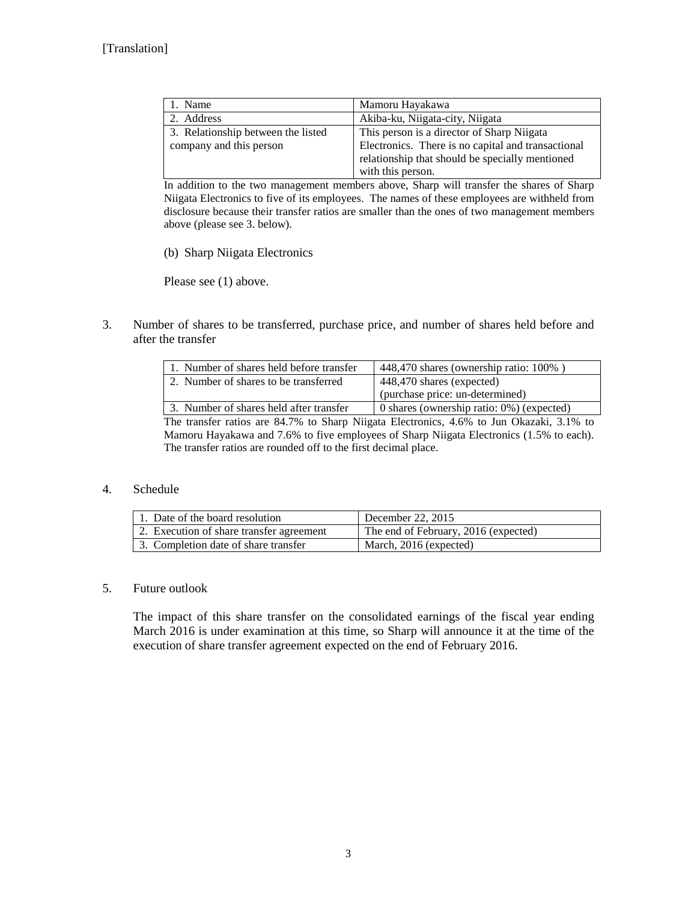[Translation]

| | |
|---|---|
| 1. Name | Mamoru Hayakawa |
| 2. Address | Akiba-ku, Niigata-city, Niigata |
| 3. Relationship between the listed company and this person | This person is a director of Sharp Niigata Electronics. There is no capital and transactional relationship that should be specially mentioned with this person. |

In addition to the two management members above, Sharp will transfer the shares of Sharp Niigata Electronics to five of its employees. The names of these employees are withheld from disclosure because their transfer ratios are smaller than the ones of two management members above (please see 3. below).

(b) Sharp Niigata Electronics

Please see (1) above.

3. Number of shares to be transferred, purchase price, and number of shares held before and after the transfer

| | |
|---|---|
| 1. Number of shares held before transfer | 448,470 shares (ownership ratio: 100% ) |
| 2. Number of shares to be transferred | 448,470 shares (expected)<br>(purchase price: un-determined) |
| 3. Number of shares held after transfer | 0 shares (ownership ratio: 0%) (expected) |

The transfer ratios are 84.7% to Sharp Niigata Electronics, 4.6% to Jun Okazaki, 3.1% to Mamoru Hayakawa and 7.6% to five employees of Sharp Niigata Electronics (1.5% to each). The transfer ratios are rounded off to the first decimal place.

4. Schedule

| | |
|---|---|
| 1. Date of the board resolution | December 22, 2015 |
| 2. Execution of share transfer agreement | The end of February, 2016 (expected) |
| 3. Completion date of share transfer | March, 2016 (expected) |

5. Future outlook

The impact of this share transfer on the consolidated earnings of the fiscal year ending March 2016 is under examination at this time, so Sharp will announce it at the time of the execution of share transfer agreement expected on the end of February 2016.